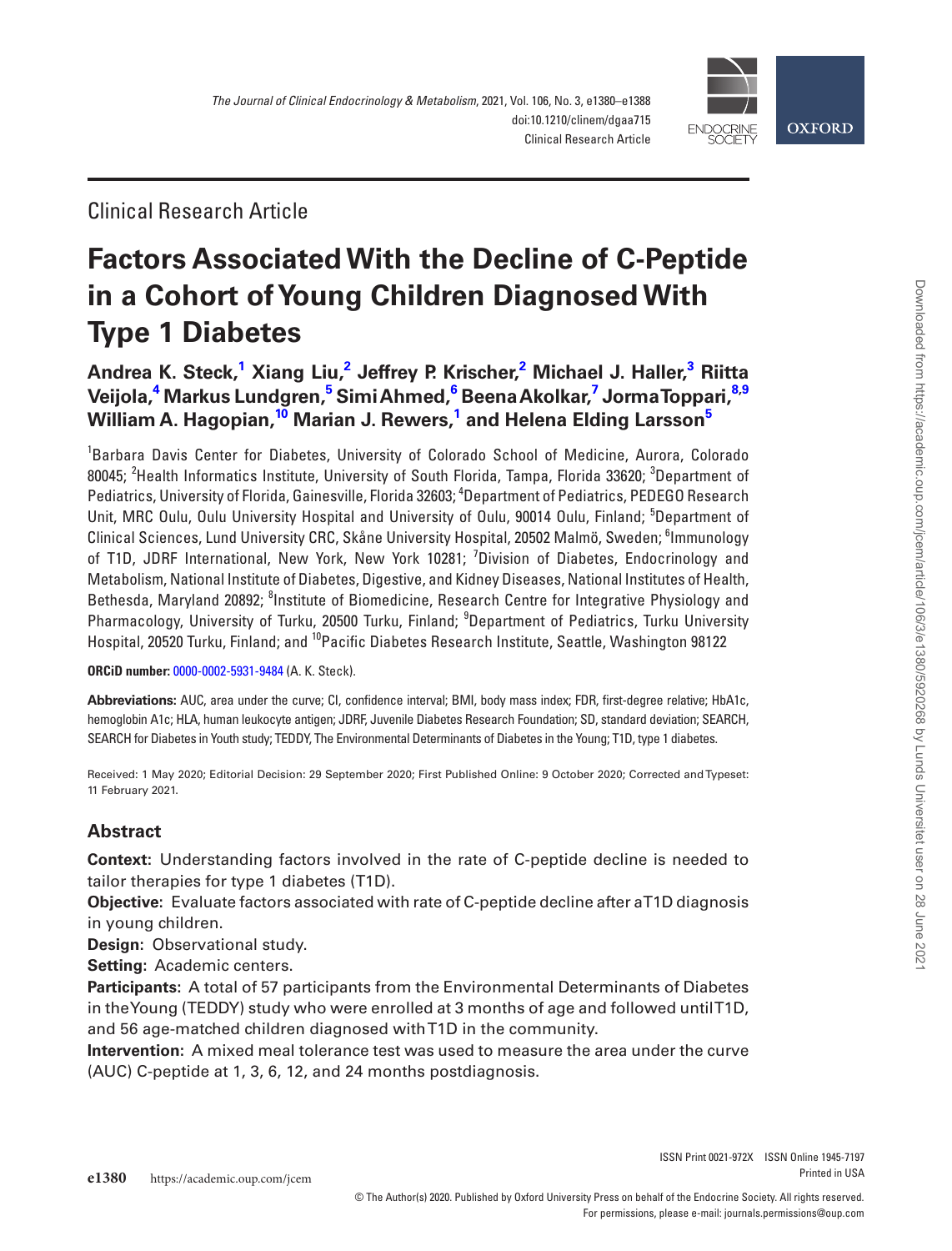Clinical Research Article

# Factors Associated With the Decline of C-Peptide in a Cohort of Young Children Diagnosed With Type 1 Diabetes

**Andrea K. Steck,[1] Xiang Liu,[2] Jeffrey P. Krischer,[2] Michael J. Haller,[3] Riitta Veijola,[4] Markus Lundgren,[5] Simi Ahmed,[6] Beena Akolkar,[7] Jorma Toppari,[8,9] William A. Hagopian,[10] Marian J. Rewers,[1] and Helena Elding Larsson[5]**

[1]Barbara Davis Center for Diabetes, University of Colorado School of Medicine, Aurora, Colorado 80045; [2]Health Informatics Institute, University of South Florida, Tampa, Florida 33620; [3]Department of Pediatrics, University of Florida, Gainesville, Florida 32603; [4]Department of Pediatrics, PEDEGO Research Unit, MRC Oulu, Oulu University Hospital and University of Oulu, 90014 Oulu, Finland; [5]Department of Clinical Sciences, Lund University CRC, Skåne University Hospital, 20502 Malmö, Sweden; [6]Immunology of T1D, JDRF International, New York, New York 10281; [7]Division of Diabetes, Endocrinology and Metabolism, National Institute of Diabetes, Digestive, and Kidney Diseases, National Institutes of Health, Bethesda, Maryland 20892; [8]Institute of Biomedicine, Research Centre for Integrative Physiology and Pharmacology, University of Turku, 20500 Turku, Finland; [9]Department of Pediatrics, Turku University Hospital, 20520 Turku, Finland; and [10]Pacific Diabetes Research Institute, Seattle, Washington 98122

**ORCiD number:** 0000-0002-5931-9484 (A. K. Steck).

**Abbreviations:** AUC, area under the curve; CI, confidence interval; BMI, body mass index; FDR, first-degree relative; HbA1c, hemoglobin A1c; HLA, human leukocyte antigen; JDRF, Juvenile Diabetes Research Foundation; SD, standard deviation; SEARCH, SEARCH for Diabetes in Youth study; TEDDY, The Environmental Determinants of Diabetes in the Young; T1D, type 1 diabetes.

Received: 1 May 2020; Editorial Decision: 29 September 2020; First Published Online: 9 October 2020; Corrected and Typeset: 11 February 2021.

## Abstract

**Context:** Understanding factors involved in the rate of C-peptide decline is needed to tailor therapies for type 1 diabetes (T1D).

**Objective:** Evaluate factors associated with rate of C-peptide decline after a T1D diagnosis in young children.

**Design:** Observational study.

**Setting:** Academic centers.

**Participants:** A total of 57 participants from the Environmental Determinants of Diabetes in the Young (TEDDY) study who were enrolled at 3 months of age and followed until T1D, and 56 age-matched children diagnosed with T1D in the community.

**Intervention:** A mixed meal tolerance test was used to measure the area under the curve (AUC) C-peptide at 1, 3, 6, 12, and 24 months postdiagnosis.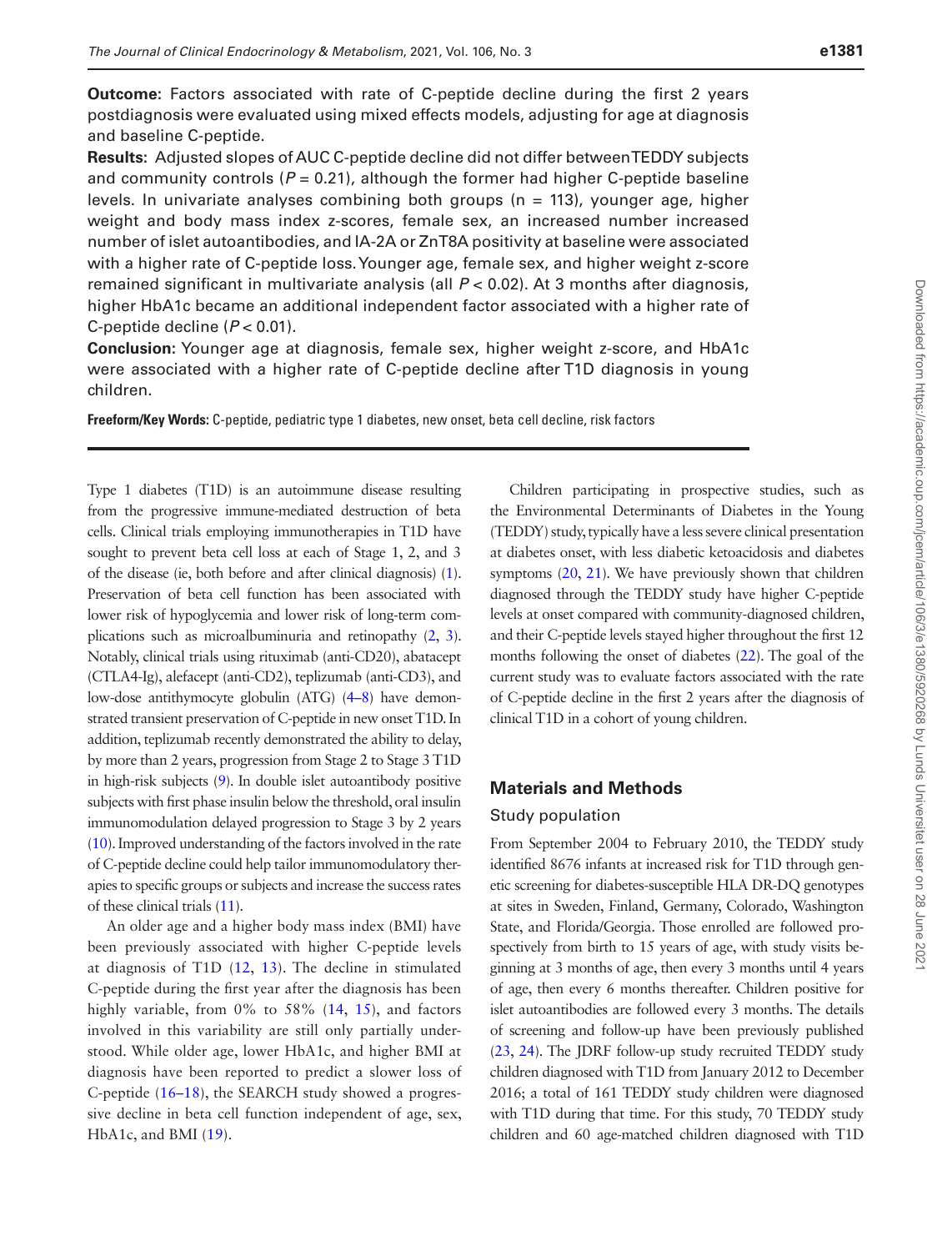**Outcome:** Factors associated with rate of C-peptide decline during the first 2 years postdiagnosis were evaluated using mixed effects models, adjusting for age at diagnosis and baseline C-peptide.

**Results:** Adjusted slopes of AUC C-peptide decline did not differ between TEDDY subjects and community controls ($P = 0.21$), although the former had higher C-peptide baseline levels. In univariate analyses combining both groups (n = 113), younger age, higher weight and body mass index z-scores, female sex, an increased number increased number of islet autoantibodies, and IA-2A or ZnT8A positivity at baseline were associated with a higher rate of C-peptide loss. Younger age, female sex, and higher weight z-score remained significant in multivariate analysis (all $P < 0.02$). At 3 months after diagnosis, higher HbA1c became an additional independent factor associated with a higher rate of C-peptide decline ($P < 0.01$).

**Conclusion:** Younger age at diagnosis, female sex, higher weight z-score, and HbA1c were associated with a higher rate of C-peptide decline after T1D diagnosis in young children.

**Freeform/Key Words:** C-peptide, pediatric type 1 diabetes, new onset, beta cell decline, risk factors

Type 1 diabetes (T1D) is an autoimmune disease resulting from the progressive immune-mediated destruction of beta cells. Clinical trials employing immunotherapies in T1D have sought to prevent beta cell loss at each of Stage 1, 2, and 3 of the disease (ie, both before and after clinical diagnosis) (1). Preservation of beta cell function has been associated with lower risk of hypoglycemia and lower risk of long-term complications such as microalbuminuria and retinopathy (2, 3). Notably, clinical trials using rituximab (anti-CD20), abatacept (CTLA4-Ig), alefacept (anti-CD2), teplizumab (anti-CD3), and low-dose antithymocyte globulin (ATG) (4–8) have demonstrated transient preservation of C-peptide in new onset T1D. In addition, teplizumab recently demonstrated the ability to delay, by more than 2 years, progression from Stage 2 to Stage 3 T1D in high-risk subjects (9). In double islet autoantibody positive subjects with first phase insulin below the threshold, oral insulin immunomodulation delayed progression to Stage 3 by 2 years (10). Improved understanding of the factors involved in the rate of C-peptide decline could help tailor immunomodulatory therapies to specific groups or subjects and increase the success rates of these clinical trials (11).

An older age and a higher body mass index (BMI) have been previously associated with higher C-peptide levels at diagnosis of T1D (12, 13). The decline in stimulated C-peptide during the first year after the diagnosis has been highly variable, from 0% to 58% (14, 15), and factors involved in this variability are still only partially understood. While older age, lower HbA1c, and higher BMI at diagnosis have been reported to predict a slower loss of C-peptide (16–18), the SEARCH study showed a progressive decline in beta cell function independent of age, sex, HbA1c, and BMI (19).

Children participating in prospective studies, such as the Environmental Determinants of Diabetes in the Young (TEDDY) study, typically have a less severe clinical presentation at diabetes onset, with less diabetic ketoacidosis and diabetes symptoms (20, 21). We have previously shown that children diagnosed through the TEDDY study have higher C-peptide levels at onset compared with community-diagnosed children, and their C-peptide levels stayed higher throughout the first 12 months following the onset of diabetes (22). The goal of the current study was to evaluate factors associated with the rate of C-peptide decline in the first 2 years after the diagnosis of clinical T1D in a cohort of young children.

## Materials and Methods

### Study population

From September 2004 to February 2010, the TEDDY study identified 8676 infants at increased risk for T1D through genetic screening for diabetes-susceptible HLA DR-DQ genotypes at sites in Sweden, Finland, Germany, Colorado, Washington State, and Florida/Georgia. Those enrolled are followed prospectively from birth to 15 years of age, with study visits beginning at 3 months of age, then every 3 months until 4 years of age, then every 6 months thereafter. Children positive for islet autoantibodies are followed every 3 months. The details of screening and follow-up have been previously published (23, 24). The JDRF follow-up study recruited TEDDY study children diagnosed with T1D from January 2012 to December 2016; a total of 161 TEDDY study children were diagnosed with T1D during that time. For this study, 70 TEDDY study children and 60 age-matched children diagnosed with T1D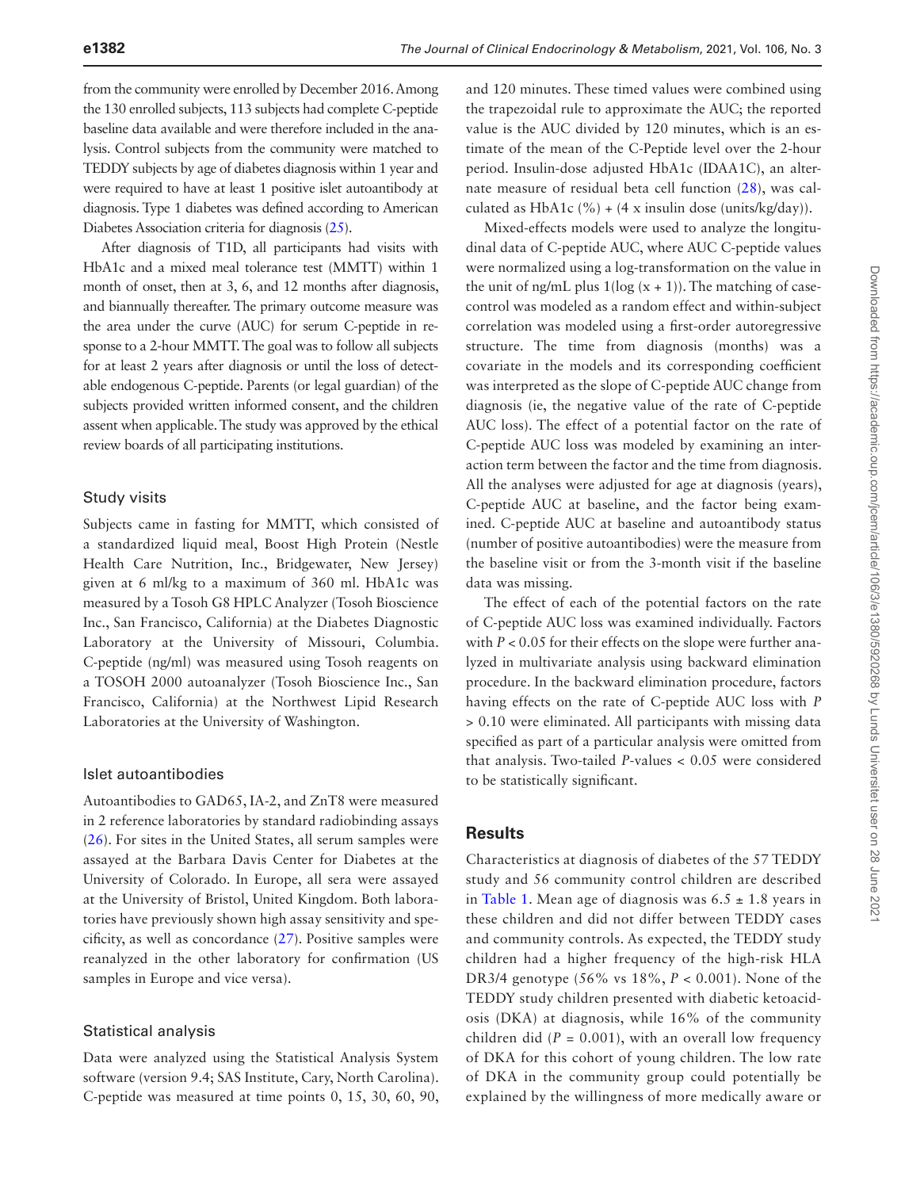from the community were enrolled by December 2016. Among the 130 enrolled subjects, 113 subjects had complete C-peptide baseline data available and were therefore included in the analysis. Control subjects from the community were matched to TEDDY subjects by age of diabetes diagnosis within 1 year and were required to have at least 1 positive islet autoantibody at diagnosis. Type 1 diabetes was defined according to American Diabetes Association criteria for diagnosis (25).

After diagnosis of T1D, all participants had visits with HbA1c and a mixed meal tolerance test (MMTT) within 1 month of onset, then at 3, 6, and 12 months after diagnosis, and biannually thereafter. The primary outcome measure was the area under the curve (AUC) for serum C-peptide in response to a 2-hour MMTT. The goal was to follow all subjects for at least 2 years after diagnosis or until the loss of detectable endogenous C-peptide. Parents (or legal guardian) of the subjects provided written informed consent, and the children assent when applicable. The study was approved by the ethical review boards of all participating institutions.

### Study visits

Subjects came in fasting for MMTT, which consisted of a standardized liquid meal, Boost High Protein (Nestle Health Care Nutrition, Inc., Bridgewater, New Jersey) given at 6 ml/kg to a maximum of 360 ml. HbA1c was measured by a Tosoh G8 HPLC Analyzer (Tosoh Bioscience Inc., San Francisco, California) at the Diabetes Diagnostic Laboratory at the University of Missouri, Columbia. C-peptide (ng/ml) was measured using Tosoh reagents on a TOSOH 2000 autoanalyzer (Tosoh Bioscience Inc., San Francisco, California) at the Northwest Lipid Research Laboratories at the University of Washington.

### Islet autoantibodies

Autoantibodies to GAD65, IA-2, and ZnT8 were measured in 2 reference laboratories by standard radiobinding assays (26). For sites in the United States, all serum samples were assayed at the Barbara Davis Center for Diabetes at the University of Colorado. In Europe, all sera were assayed at the University of Bristol, United Kingdom. Both laboratories have previously shown high assay sensitivity and specificity, as well as concordance (27). Positive samples were reanalyzed in the other laboratory for confirmation (US samples in Europe and vice versa).

### Statistical analysis

Data were analyzed using the Statistical Analysis System software (version 9.4; SAS Institute, Cary, North Carolina). C-peptide was measured at time points 0, 15, 30, 60, 90, and 120 minutes. These timed values were combined using the trapezoidal rule to approximate the AUC; the reported value is the AUC divided by 120 minutes, which is an estimate of the mean of the C-Peptide level over the 2-hour period. Insulin-dose adjusted HbA1c (IDAA1C), an alternate measure of residual beta cell function (28), was calculated as HbA1c (%) + (4 x insulin dose (units/kg/day)).

Mixed-effects models were used to analyze the longitudinal data of C-peptide AUC, where AUC C-peptide values were normalized using a log-transformation on the value in the unit of ng/mL plus 1(log (x + 1)). The matching of case-control was modeled as a random effect and within-subject correlation was modeled using a first-order autoregressive structure. The time from diagnosis (months) was a covariate in the models and its corresponding coefficient was interpreted as the slope of C-peptide AUC change from diagnosis (ie, the negative value of the rate of C-peptide AUC loss). The effect of a potential factor on the rate of C-peptide AUC loss was modeled by examining an interaction term between the factor and the time from diagnosis. All the analyses were adjusted for age at diagnosis (years), C-peptide AUC at baseline, and the factor being examined. C-peptide AUC at baseline and autoantibody status (number of positive autoantibodies) were the measure from the baseline visit or from the 3-month visit if the baseline data was missing.

The effect of each of the potential factors on the rate of C-peptide AUC loss was examined individually. Factors with $P < 0.05$ for their effects on the slope were further analyzed in multivariate analysis using backward elimination procedure. In the backward elimination procedure, factors having effects on the rate of C-peptide AUC loss with $P > 0.10$ were eliminated. All participants with missing data specified as part of a particular analysis were omitted from that analysis. Two-tailed $P$-values $< 0.05$ were considered to be statistically significant.

## Results

Characteristics at diagnosis of diabetes of the 57 TEDDY study and 56 community control children are described in Table 1. Mean age of diagnosis was 6.5 ± 1.8 years in these children and did not differ between TEDDY cases and community controls. As expected, the TEDDY study children had a higher frequency of the high-risk HLA DR3/4 genotype (56% vs 18%, $P < 0.001$). None of the TEDDY study children presented with diabetic ketoacidosis (DKA) at diagnosis, while 16% of the community children did ($P = 0.001$), with an overall low frequency of DKA for this cohort of young children. The low rate of DKA in the community group could potentially be explained by the willingness of more medically aware or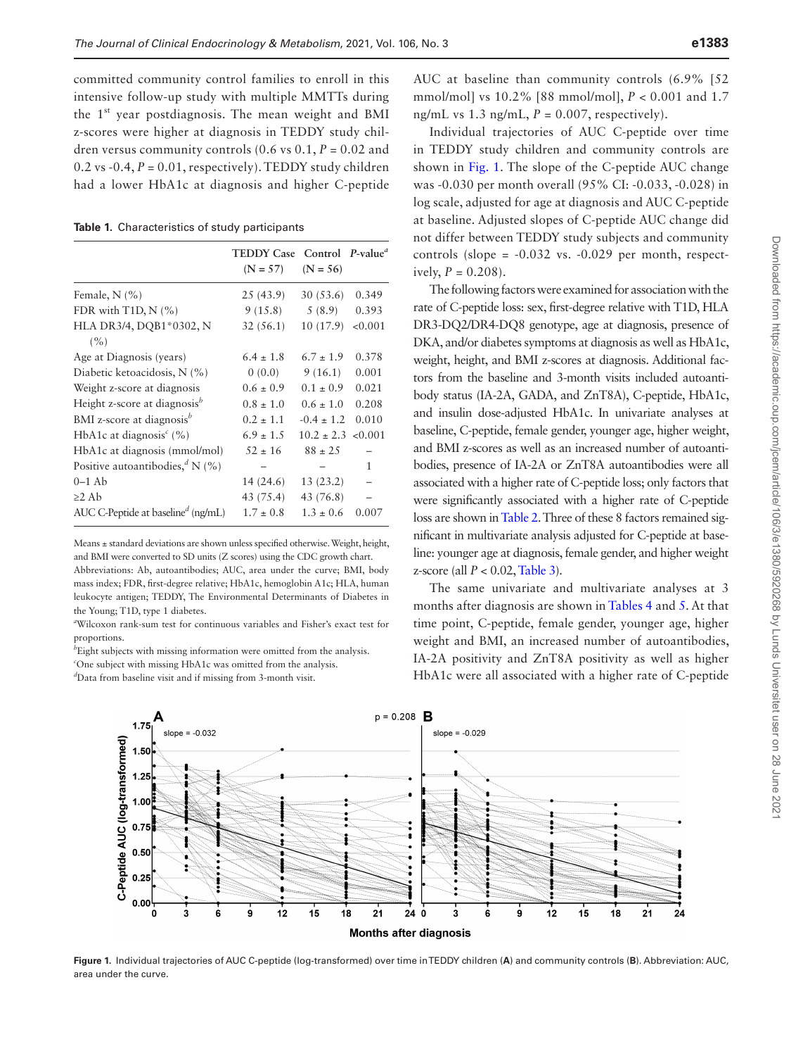committed community control families to enroll in this intensive follow-up study with multiple MMTTs during the 1st year postdiagnosis. The mean weight and BMI z-scores were higher at diagnosis in TEDDY study children versus community controls (0.6 vs 0.1, $P = 0.02$ and 0.2 vs -0.4, $P = 0.01$, respectively). TEDDY study children had a lower HbA1c at diagnosis and higher C-peptide AUC at baseline than community controls (6.9% [52 mmol/mol] vs 10.2% [88 mmol/mol], $P < 0.001$ and 1.7 ng/mL vs 1.3 ng/mL, $P = 0.007$, respectively).

**Table 1.** Characteristics of study participants

| | TEDDY Case (N = 57) | Control (N = 56) | P-value[a] |
|---|---|---|---|
| Female, N (%) | 25 (43.9) | 30 (53.6) | 0.349 |
| FDR with T1D, N (%) | 9 (15.8) | 5 (8.9) | 0.393 |
| HLA DR3/4, DQB1*0302, N (%) | 32 (56.1) | 10 (17.9) | <0.001 |
| Age at Diagnosis (years) | 6.4 ± 1.8 | 6.7 ± 1.9 | 0.378 |
| Diabetic ketoacidosis, N (%) | 0 (0.0) | 9 (16.1) | 0.001 |
| Weight z-score at diagnosis | 0.6 ± 0.9 | 0.1 ± 0.9 | 0.021 |
| Height z-score at diagnosis[b] | 0.8 ± 1.0 | 0.6 ± 1.0 | 0.208 |
| BMI z-score at diagnosis[b] | 0.2 ± 1.1 | -0.4 ± 1.2 | 0.010 |
| HbA1c at diagnosis[c] (%) | 6.9 ± 1.5 | 10.2 ± 2.3 | <0.001 |
| HbA1c at diagnosis (mmol/mol) | 52 ± 16 | 88 ± 25 | – |
| Positive autoantibodies,[d] N (%) | – | – | 1 |
| 0–1 Ab | 14 (24.6) | 13 (23.2) | – |
| ≥2 Ab | 43 (75.4) | 43 (76.8) | – |
| AUC C-Peptide at baseline[d] (ng/mL) | 1.7 ± 0.8 | 1.3 ± 0.6 | 0.007 |

Means ± standard deviations are shown unless specified otherwise. Weight, height, and BMI were converted to SD units (Z scores) using the CDC growth chart.

Abbreviations: Ab, autoantibodies; AUC, area under the curve; BMI, body mass index; FDR, first-degree relative; HbA1c, hemoglobin A1c; HLA, human leukocyte antigen; TEDDY, The Environmental Determinants of Diabetes in the Young; T1D, type 1 diabetes.

[a]Wilcoxon rank-sum test for continuous variables and Fisher's exact test for proportions.

[b]Eight subjects with missing information were omitted from the analysis.

[c]One subject with missing HbA1c was omitted from the analysis.

[d]Data from baseline visit and if missing from 3-month visit.

Individual trajectories of AUC C-peptide over time in TEDDY study children and community controls are shown in Fig. 1. The slope of the C-peptide AUC change was -0.030 per month overall (95% CI: -0.033, -0.028) in log scale, adjusted for age at diagnosis and AUC C-peptide at baseline. Adjusted slopes of C-peptide AUC change did not differ between TEDDY study subjects and community controls (slope = -0.032 vs. -0.029 per month, respectively, $P = 0.208$).

The following factors were examined for association with the rate of C-peptide loss: sex, first-degree relative with T1D, HLA DR3-DQ2/DR4-DQ8 genotype, age at diagnosis, presence of DKA, and/or diabetes symptoms at diagnosis as well as HbA1c, weight, height, and BMI z-scores at diagnosis. Additional factors from the baseline and 3-month visits included autoantibody status (IA-2A, GADA, and ZnT8A), C-peptide, HbA1c, and insulin dose-adjusted HbA1c. In univariate analyses at baseline, C-peptide, female gender, younger age, higher weight, and BMI z-scores as well as an increased number of autoantibodies, presence of IA-2A or ZnT8A autoantibodies were all associated with a higher rate of C-peptide loss; only factors that were significantly associated with a higher rate of C-peptide loss are shown in Table 2. Three of these 8 factors remained significant in multivariate analysis adjusted for C-peptide at baseline: younger age at diagnosis, female gender, and higher weight z-score (all $P < 0.02$, Table 3).

The same univariate and multivariate analyses at 3 months after diagnosis are shown in Tables 4 and 5. At that time point, C-peptide, female gender, younger age, higher weight and BMI, an increased number of autoantibodies, IA-2A positivity and ZnT8A positivity as well as higher HbA1c were all associated with a higher rate of C-peptide

**Figure 1.** Individual trajectories of AUC C-peptide (log-transformed) over time in TEDDY children (**A**) and community controls (**B**). Abbreviation: AUC, area under the curve.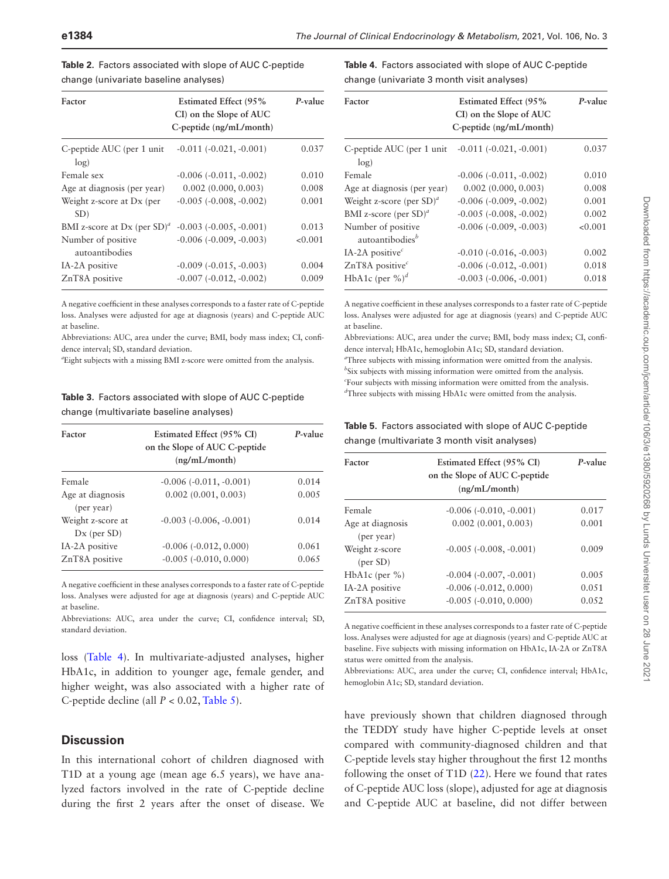**Table 2.** Factors associated with slope of AUC C-peptide change (univariate baseline analyses)

| Factor | Estimated Effect (95% CI) on the Slope of AUC C-peptide (ng/mL/month) | *P*-value |
|---|---|---|
| C-peptide AUC (per 1 unit log) | -0.011 (-0.021, -0.001) | 0.037 |
| Female sex | -0.006 (-0.011, -0.002) | 0.010 |
| Age at diagnosis (per year) | 0.002 (0.000, 0.003) | 0.008 |
| Weight z-score at Dx (per SD) | -0.005 (-0.008, -0.002) | 0.001 |
| BMI z-score at Dx (per SD)[a] | -0.003 (-0.005, -0.001) | 0.013 |
| Number of positive autoantibodies | -0.006 (-0.009, -0.003) | <0.001 |
| IA-2A positive | -0.009 (-0.015, -0.003) | 0.004 |
| ZnT8A positive | -0.007 (-0.012, -0.002) | 0.009 |

A negative coefficient in these analyses corresponds to a faster rate of C-peptide loss. Analyses were adjusted for age at diagnosis (years) and C-peptide AUC at baseline.

Abbreviations: AUC, area under the curve; BMI, body mass index; CI, confidence interval; SD, standard deviation.

[a]Eight subjects with a missing BMI z-score were omitted from the analysis.

**Table 3.** Factors associated with slope of AUC C-peptide change (multivariate baseline analyses)

| Factor | Estimated Effect (95% CI) on the Slope of AUC C-peptide (ng/mL/month) | *P*-value |
|---|---|---|
| Female | -0.006 (-0.011, -0.001) | 0.014 |
| Age at diagnosis (per year) | 0.002 (0.001, 0.003) | 0.005 |
| Weight z-score at Dx (per SD) | -0.003 (-0.006, -0.001) | 0.014 |
| IA-2A positive | -0.006 (-0.012, 0.000) | 0.061 |
| ZnT8A positive | -0.005 (-0.010, 0.000) | 0.065 |

A negative coefficient in these analyses corresponds to a faster rate of C-peptide loss. Analyses were adjusted for age at diagnosis (years) and C-peptide AUC at baseline.

Abbreviations: AUC, area under the curve; CI, confidence interval; SD, standard deviation.

loss (Table 4). In multivariate-adjusted analyses, higher HbA1c, in addition to younger age, female gender, and higher weight, was also associated with a higher rate of C-peptide decline (all $P < 0.02$, Table 5).

## Discussion

In this international cohort of children diagnosed with T1D at a young age (mean age 6.5 years), we have analyzed factors involved in the rate of C-peptide decline during the first 2 years after the onset of disease. We have previously shown that children diagnosed through the TEDDY study have higher C-peptide levels at onset compared with community-diagnosed children and that C-peptide levels stay higher throughout the first 12 months following the onset of T1D (22). Here we found that rates of C-peptide AUC loss (slope), adjusted for age at diagnosis and C-peptide AUC at baseline, did not differ between

**Table 4.** Factors associated with slope of AUC C-peptide change (univariate 3 month visit analyses)

| Factor | Estimated Effect (95% CI) on the Slope of AUC C-peptide (ng/mL/month) | *P*-value |
|---|---|---|
| C-peptide AUC (per 1 unit log) | -0.011 (-0.021, -0.001) | 0.037 |
| Female | -0.006 (-0.011, -0.002) | 0.010 |
| Age at diagnosis (per year) | 0.002 (0.000, 0.003) | 0.008 |
| Weight z-score (per SD)[a] | -0.006 (-0.009, -0.002) | 0.001 |
| BMI z-score (per SD)[a] | -0.005 (-0.008, -0.002) | 0.002 |
| Number of positive autoantibodies[b] | -0.006 (-0.009, -0.003) | <0.001 |
| IA-2A positive[c] | -0.010 (-0.016, -0.003) | 0.002 |
| ZnT8A positive[c] | -0.006 (-0.012, -0.001) | 0.018 |
| HbA1c (per %)[d] | -0.003 (-0.006, -0.001) | 0.018 |

A negative coefficient in these analyses corresponds to a faster rate of C-peptide loss. Analyses were adjusted for age at diagnosis (years) and C-peptide AUC at baseline.

Abbreviations: AUC, area under the curve; BMI, body mass index; CI, confidence interval; HbA1c, hemoglobin A1c; SD, standard deviation.

[a]Three subjects with missing information were omitted from the analysis.

[b]Six subjects with missing information were omitted from the analysis.

[c]Four subjects with missing information were omitted from the analysis.

[d]Three subjects with missing HbA1c were omitted from the analysis.

**Table 5.** Factors associated with slope of AUC C-peptide change (multivariate 3 month visit analyses)

| Factor | Estimated Effect (95% CI) on the Slope of AUC C-peptide (ng/mL/month) | *P*-value |
|---|---|---|
| Female | -0.006 (-0.010, -0.001) | 0.017 |
| Age at diagnosis (per year) | 0.002 (0.001, 0.003) | 0.001 |
| Weight z-score (per SD) | -0.005 (-0.008, -0.001) | 0.009 |
| HbA1c (per %) | -0.004 (-0.007, -0.001) | 0.005 |
| IA-2A positive | -0.006 (-0.012, 0.000) | 0.051 |
| ZnT8A positive | -0.005 (-0.010, 0.000) | 0.052 |

A negative coefficient in these analyses corresponds to a faster rate of C-peptide loss. Analyses were adjusted for age at diagnosis (years) and C-peptide AUC at baseline. Five subjects with missing information on HbA1c, IA-2A or ZnT8A status were omitted from the analysis.

Abbreviations: AUC, area under the curve; CI, confidence interval; HbA1c, hemoglobin A1c; SD, standard deviation.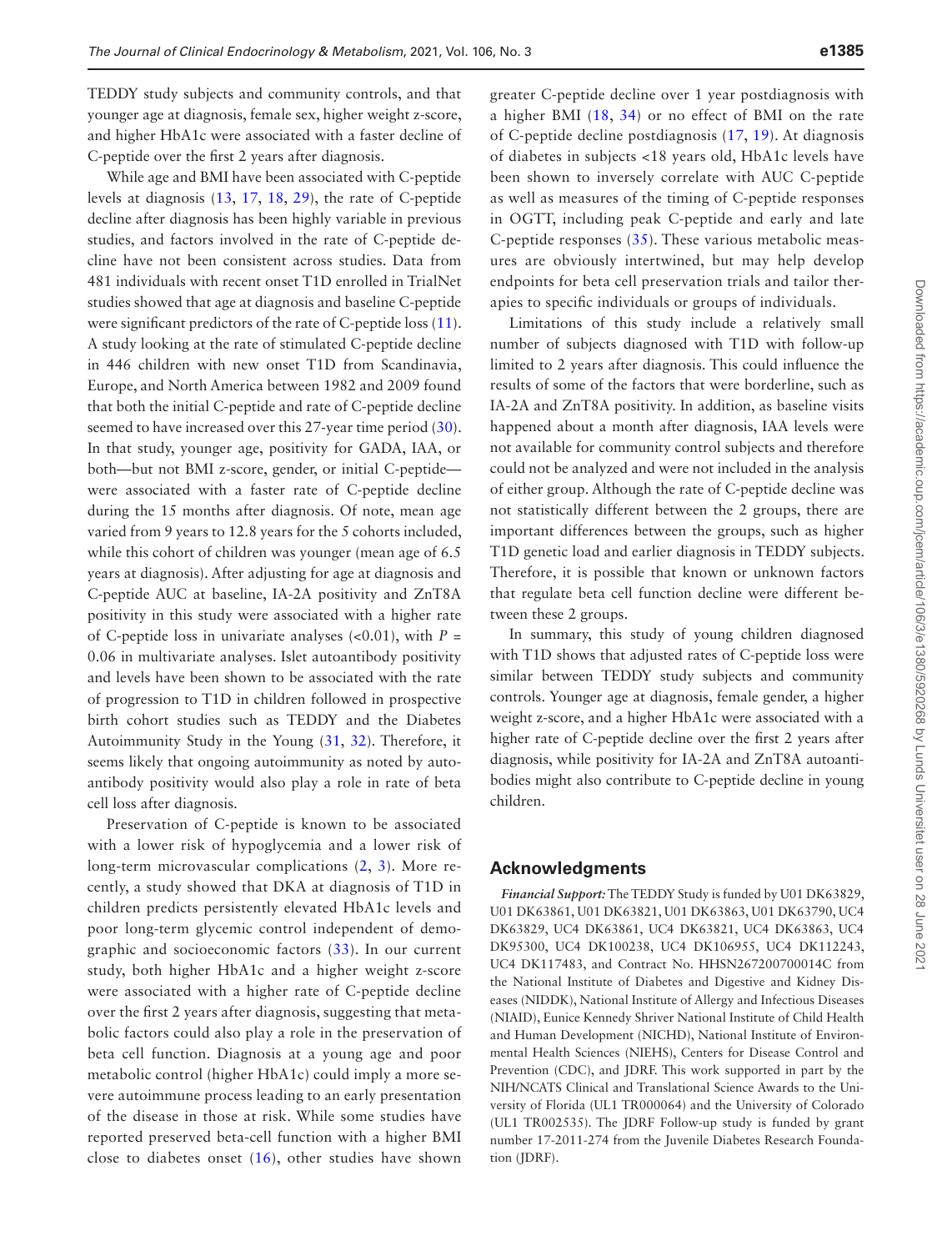TEDDY study subjects and community controls, and that younger age at diagnosis, female sex, higher weight z-score, and higher HbA1c were associated with a faster decline of C-peptide over the first 2 years after diagnosis.

While age and BMI have been associated with C-peptide levels at diagnosis (13, 17, 18, 29), the rate of C-peptide decline after diagnosis has been highly variable in previous studies, and factors involved in the rate of C-peptide decline have not been consistent across studies. Data from 481 individuals with recent onset T1D enrolled in TrialNet studies showed that age at diagnosis and baseline C-peptide were significant predictors of the rate of C-peptide loss (11). A study looking at the rate of stimulated C-peptide decline in 446 children with new onset T1D from Scandinavia, Europe, and North America between 1982 and 2009 found that both the initial C-peptide and rate of C-peptide decline seemed to have increased over this 27-year time period (30). In that study, younger age, positivity for GADA, IAA, or both—but not BMI z-score, gender, or initial C-peptide—were associated with a faster rate of C-peptide decline during the 15 months after diagnosis. Of note, mean age varied from 9 years to 12.8 years for the 5 cohorts included, while this cohort of children was younger (mean age of 6.5 years at diagnosis). After adjusting for age at diagnosis and C-peptide AUC at baseline, IA-2A positivity and ZnT8A positivity in this study were associated with a higher rate of C-peptide loss in univariate analyses (<0.01), with $P$ = 0.06 in multivariate analyses. Islet autoantibody positivity and levels have been shown to be associated with the rate of progression to T1D in children followed in prospective birth cohort studies such as TEDDY and the Diabetes Autoimmunity Study in the Young (31, 32). Therefore, it seems likely that ongoing autoimmunity as noted by autoantibody positivity would also play a role in rate of beta cell loss after diagnosis.

Preservation of C-peptide is known to be associated with a lower risk of hypoglycemia and a lower risk of long-term microvascular complications (2, 3). More recently, a study showed that DKA at diagnosis of T1D in children predicts persistently elevated HbA1c levels and poor long-term glycemic control independent of demographic and socioeconomic factors (33). In our current study, both higher HbA1c and a higher weight z-score were associated with a higher rate of C-peptide decline over the first 2 years after diagnosis, suggesting that metabolic factors could also play a role in the preservation of beta cell function. Diagnosis at a young age and poor metabolic control (higher HbA1c) could imply a more severe autoimmune process leading to an early presentation of the disease in those at risk. While some studies have reported preserved beta-cell function with a higher BMI close to diabetes onset (16), other studies have shown greater C-peptide decline over 1 year postdiagnosis with a higher BMI (18, 34) or no effect of BMI on the rate of C-peptide decline postdiagnosis (17, 19). At diagnosis of diabetes in subjects <18 years old, HbA1c levels have been shown to inversely correlate with AUC C-peptide as well as measures of the timing of C-peptide responses in OGTT, including peak C-peptide and early and late C-peptide responses (35). These various metabolic measures are obviously intertwined, but may help develop endpoints for beta cell preservation trials and tailor therapies to specific individuals or groups of individuals.

Limitations of this study include a relatively small number of subjects diagnosed with T1D with follow-up limited to 2 years after diagnosis. This could influence the results of some of the factors that were borderline, such as IA-2A and ZnT8A positivity. In addition, as baseline visits happened about a month after diagnosis, IAA levels were not available for community control subjects and therefore could not be analyzed and were not included in the analysis of either group. Although the rate of C-peptide decline was not statistically different between the 2 groups, there are important differences between the groups, such as higher T1D genetic load and earlier diagnosis in TEDDY subjects. Therefore, it is possible that known or unknown factors that regulate beta cell function decline were different between these 2 groups.

In summary, this study of young children diagnosed with T1D shows that adjusted rates of C-peptide loss were similar between TEDDY study subjects and community controls. Younger age at diagnosis, female gender, a higher weight z-score, and a higher HbA1c were associated with a higher rate of C-peptide decline over the first 2 years after diagnosis, while positivity for IA-2A and ZnT8A autoantibodies might also contribute to C-peptide decline in young children.

## Acknowledgments

***Financial Support:*** The TEDDY Study is funded by U01 DK63829, U01 DK63861, U01 DK63821, U01 DK63863, U01 DK63790, UC4 DK63829, UC4 DK63861, UC4 DK63821, UC4 DK63863, UC4 DK95300, UC4 DK100238, UC4 DK106955, UC4 DK112243, UC4 DK117483, and Contract No. HHSN267200700014C from the National Institute of Diabetes and Digestive and Kidney Diseases (NIDDK), National Institute of Allergy and Infectious Diseases (NIAID), Eunice Kennedy Shriver National Institute of Child Health and Human Development (NICHD), National Institute of Environmental Health Sciences (NIEHS), Centers for Disease Control and Prevention (CDC), and JDRF. This work supported in part by the NIH/NCATS Clinical and Translational Science Awards to the University of Florida (UL1 TR000064) and the University of Colorado (UL1 TR002535). The JDRF Follow-up study is funded by grant number 17-2011-274 from the Juvenile Diabetes Research Foundation (JDRF).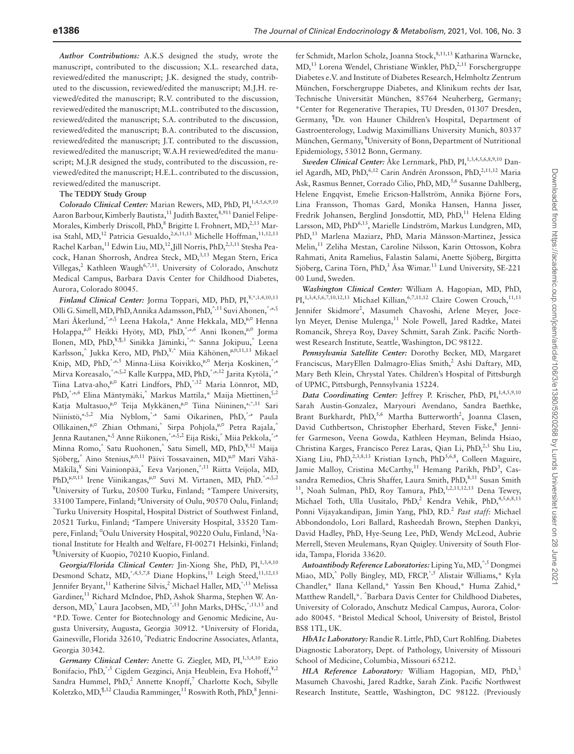*Author Contributions:* A.K.S designed the study, wrote the manuscript, contributed to the discussion; X.L. researched data, reviewed/edited the manuscript; J.K. designed the study, contributed to the discussion, reviewed/edited the manuscript; M.J.H. reviewed/edited the manuscript; R.V. contributed to the discussion, reviewed/edited the manuscript; M.L. contributed to the discussion, reviewed/edited the manuscript; S.A. contributed to the discussion, reviewed/edited the manuscript; B.A. contributed to the discussion, reviewed/edited the manuscript; J.T. contributed to the discussion, reviewed/edited the manuscript; W.A.H reviewed/edited the manuscript; M.J.R designed the study, contributed to the discussion, reviewed/edited the manuscript; H.E.L. contributed to the discussion, reviewed/edited the manuscript.

**The TEDDY Study Group**

*Colorado Clinical Center:* Marian Rewers, MD, PhD, PI,[1,4,5,6,9,10] Aaron Barbour, Kimberly Bautista,[11] Judith Baxter,[8,911] Daniel Felipe-Morales, Kimberly Driscoll, PhD,[8] Brigitte I. Frohnert, MD,[2,13] Marisa Stahl, MD,[12] Patricia Gesualdo,[2,6,11,13] Michelle Hoffman,[11,12,13] Rachel Karban,[11] Edwin Liu, MD,[12], Jill Norris, PhD,[2,3,11] Stesha Peacock, Hanan Shorrosh, Andrea Steck, MD,[3,13] Megan Stern, Erica Villegas,[2] Kathleen Waugh[6,7,11]. University of Colorado, Anschutz Medical Campus, Barbara Davis Center for Childhood Diabetes, Aurora, Colorado 80045.

*Finland Clinical Center:* Jorma Toppari, MD, PhD, PI,[¥,^,1,4,10,13] Olli G. Simell, MD, PhD, Annika Adamsson, PhD,[^,11] Suvi Ahonen,[*,±,§] Mari Åkerlund,[*,±,§] Leena Hakola,* Anne Hekkala, MD,[µ,¤] Henna Holappa,[µ,¤] Heikki Hyöty, MD, PhD,[*,±,6] Anni Ikonen,[µ,¤] Jorma Ilonen, MD, PhD,[¥,¶,3] Sinikka Jäminki,[*,±] Sanna Jokipuu,[^] Leena Karlsson,[^] Jukka Kero, MD, PhD,[¥,^] Miia Kähönen,[µ,¤,11,13] Mikael Knip, MD, PhD,[*,±,5] Minna-Liisa Koivikko,[µ,¤] Merja Koskinen,[*,±] Mirva Koreasalo,[*,±,§,2] Kalle Kurppa, MD, PhD,[*,±,12] Jarita Kytölä,[*,±] Tiina Latva-aho,[µ,¤] Katri Lindfors, PhD,[*,12] Maria Lönnrot, MD, PhD,[*,±,6] Elina Mäntymäki,[^] Markus Mattila,* Maija Miettinen,[§,2] Katja Multasuo,[µ,¤] Teija Mykkänen,[µ,¤] Tiina Niininen,[±,*,11] Sari Niinistö,[±,§,2] Mia Nyblom,[*,±] Sami Oikarinen, PhD,[*,±] Paula Ollikainen,[µ,¤] Zhian Othmani,[^] Sirpa Pohjola,[µ,¤] Petra Rajala,[^] Jenna Rautanen,[±,§] Anne Riikonen,[*,±,§,2] Eija Riski,[^] Miia Pekkola,[*,±] Minna Romo,[^] Satu Ruohonen,[^] Satu Simell, MD, PhD,[¥,12] Maija Sjöberg,[^] Aino Stenius,[µ,¤,11] Päivi Tossavainen, MD,[µ,¤] Mari Vähä-Mäkilä,[¥] Sini Vainionpää,[^] Eeva Varjonen,[^,11] Riitta Veijola, MD, PhD,[µ,¤,13] Irene Viinikangas,[µ,¤] Suvi M. Virtanen, MD, PhD.[*,±,§,2] [¥]University of Turku, 20500 Turku, Finland; *Tampere University, 33100 Tampere, Finland; [µ]University of Oulu, 90570 Oulu, Finland; [^]Turku University Hospital, Hospital District of Southwest Finland, 20521 Turku, Finland; [±]Tampere University Hospital, 33520 Tampere, Finland; [¤]Oulu University Hospital, 90220 Oulu, Finland, [§]National Institute for Health and Welfare, FI-00271 Helsinki, Finland; [¶]University of Kuopio, 70210 Kuopio, Finland.

*Georgia/Florida Clinical Center:* Jin-Xiong She, PhD, PI,[1,3,4,10] Desmond Schatz, MD,[*,4,5,7,8] Diane Hopkins,[11] Leigh Steed,[11,12,13] Jennifer Bryant,[11] Katherine Silvis,[2] Michael Haller, MD,[*,13] Melissa Gardiner,[11] Richard McIndoe, PhD, Ashok Sharma, Stephen W. Anderson, MD,[^] Laura Jacobsen, MD,[*,13] John Marks, DHSc,[*,11,13] and *P.D. Towe. Center for Biotechnology and Genomic Medicine, Augusta University, Augusta, Georgia 30912. *University of Florida, Gainesville, Florida 32610, [^]Pediatric Endocrine Associates, Atlanta, Georgia 30342.

*Germany Clinical Center:* Anette G. Ziegler, MD, PI,[1,3,4,10] Ezio Bonifacio, PhD,[*,5] Cigdem Gezginci, Anja Heublein, Eva Hohoff,[¥,2] Sandra Hummel, PhD,[2] Annette Knopff,[7] Charlotte Koch, Sibylle Koletzko, MD,[¶,12] Claudia Ramminger,[11] Roswith Roth, PhD,[8] Jennifer Schmidt, Marlon Scholz, Joanna Stock,[8,11,13] Katharina Warncke, MD,[13] Lorena Wendel, Christiane Winkler, PhD,[2,11] Forschergruppe Diabetes e.V. and Institute of Diabetes Research, Helmholtz Zentrum München, Forschergruppe Diabetes, and Klinikum rechts der Isar, Technische Universität München, 85764 Neuherberg, Germany; *Center for Regenerative Therapies, TU Dresden, 01307 Dresden, Germany, [¶]Dr. von Hauner Children's Hospital, Department of Gastroenterology, Ludwig Maximillians University Munich, 80337 München, Germany, [¥]University of Bonn, Department of Nutritional Epidemiology, 53012 Bonn, Germany.

*Sweden Clinical Center:* Åke Lernmark, PhD, PI,[1,3,4,5,6,8,9,10] Daniel Agardh, MD, PhD,[6,12] Carin Andrén Aronsson, PhD,[2,11,12] Maria Ask, Rasmus Bennet, Corrado Cilio, PhD, MD,[5,6] Susanne Dahlberg, Helene Engqvist, Emelie Ericson-Hallström, Annika Björne Fors, Lina Fransson, Thomas Gard, Monika Hansen, Hanna Jisser, Fredrik Johansen, Berglind Jonsdottir, MD, PhD,[11] Helena Elding Larsson, MD, PhD[6,13], Marielle Lindström, Markus Lundgren, MD, PhD,[13] Marlena Maziarz, PhD, Maria Månsson-Martinez, Jessica Melin,[11] Zeliha Mestan, Caroline Nilsson, Karin Ottosson, Kobra Rahmati, Anita Ramelius, Falastin Salami, Anette Sjöberg, Birgitta Sjöberg, Carina Törn, PhD,[3] Åsa Wimar.[13] Lund University, SE-221 00 Lund, Sweden.

*Washington Clinical Center:* William A. Hagopian, MD, PhD, PI,[1,3,4,5,6,7,10,12,13] Michael Killian,[6,7,11,12] Claire Cowen Crouch,[11,13] Jennifer Skidmore[2], Masumeh Chavoshi, Arlene Meyer, Jocelyn Meyer, Denise Mulenga,[11] Nole Powell, Jared Radtke, Matei Romancik, Shreya Roy, Davey Schmitt, Sarah Zink. Pacific Northwest Research Institute, Seattle, Washington, DC 98122.

*Pennsylvania Satellite Center:* Dorothy Becker, MD, Margaret Franciscus, MaryEllen Dalmagro-Elias Smith,[2] Ashi Daftary, MD, Mary Beth Klein, Chrystal Yates. Children's Hospital of Pittsburgh of UPMC, Pittsburgh, Pennsylvania 15224.

*Data Coordinating Center:* Jeffrey P. Krischer, PhD, PI,[1,4,5,9,10] Sarah Austin-Gonzalez, Maryouri Avendano, Sandra Baethke, Brant Burkhardt, PhD,[5,6] Martha Butterworth[2], Joanna Clasen, David Cuthbertson, Christopher Eberhard, Steven Fiske,[8] Jennifer Garmeson, Veena Gowda, Kathleen Heyman, Belinda Hsiao, Christina Karges, Francisco Perez Laras, Qian Li, PhD,[2,3] Shu Liu, Xiang Liu, PhD,[2,3,8,13] Kristian Lynch, PhD[5,6,8], Colleen Maguire, Jamie Malloy, Cristina McCarthy,[11] Hemang Parikh, PhD[3], Cassandra Remedios, Chris Shaffer, Laura Smith, PhD,[8,11] Susan Smith [11], Noah Sulman, PhD, Roy Tamura, PhD,[1,2,11,12,13] Dena Tewey, Michael Toth, Ulla Uusitalo, PhD,[2] Kendra Vehik, PhD,[4,5,6,8,13] Ponni Vijayakandipan, Jimin Yang, PhD, RD.[2] *Past staff:* Michael Abbondondolo, Lori Ballard, Rasheedah Brown, Stephen Dankyi, David Hadley, PhD, Hye-Seung Lee, PhD, Wendy McLeod, Aubrie Merrell, Steven Meulemans, Ryan Quigley. University of South Florida, Tampa, Florida 33620.

*Autoantibody Reference Laboratories:* Liping Yu, MD,[^,5] Dongmei Miao, MD,[^] Polly Bingley, MD, FRCP,[*,5] Alistair Williams,* Kyla Chandler,* Ilana Kelland,* Yassin Ben Khoud,* Huma Zahid,* Matthew Randell,*. [^]Barbara Davis Center for Childhood Diabetes, University of Colorado, Anschutz Medical Campus, Aurora, Colorado 80045. *Bristol Medical School, University of Bristol, Bristol BS8 1TL, UK.

*HbA1c Laboratory:* Randie R. Little, PhD, Curt Rohlfing. Diabetes Diagnostic Laboratory, Dept. of Pathology, University of Missouri School of Medicine, Columbia, Missouri 65212.

*HLA Reference Laboratory:* William Hagopian, MD, PhD,[3] Masumeh Chavoshi, Jared Radtke, Sarah Zink. Pacific Northwest Research Institute, Seattle, Washington, DC 98122. (Previously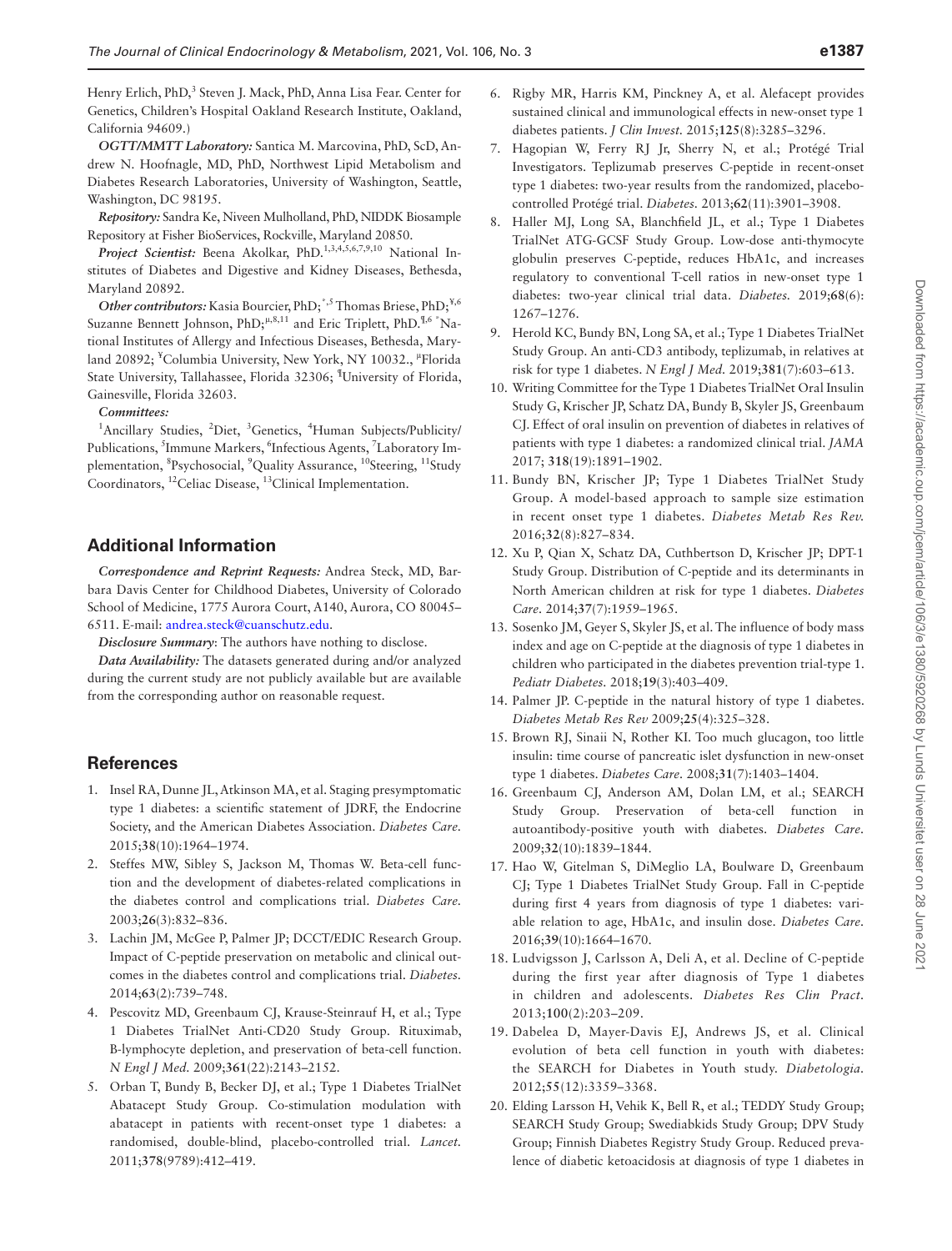Henry Erlich, PhD,[3] Steven J. Mack, PhD, Anna Lisa Fear. Center for Genetics, Children's Hospital Oakland Research Institute, Oakland, California 94609.)

*OGTT/MMTT Laboratory:* Santica M. Marcovina, PhD, ScD, Andrew N. Hoofnagle, MD, PhD, Northwest Lipid Metabolism and Diabetes Research Laboratories, University of Washington, Seattle, Washington, DC 98195.

*Repository:* Sandra Ke, Niveen Mulholland, PhD, NIDDK Biosample Repository at Fisher BioServices, Rockville, Maryland 20850.

*Project Scientist:* Beena Akolkar, PhD.[1,3,4,5,6,7,9,10] National Institutes of Diabetes and Digestive and Kidney Diseases, Bethesda, Maryland 20892.

*Other contributors:* Kasia Bourcier, PhD;[*,5] Thomas Briese, PhD;[¥,6] Suzanne Bennett Johnson, PhD;[µ,8,11] and Eric Triplett, PhD.[¶,6] [*]National Institutes of Allergy and Infectious Diseases, Bethesda, Maryland 20892; [¥]Columbia University, New York, NY 10032., [µ]Florida State University, Tallahassee, Florida 32306; [¶]University of Florida, Gainesville, Florida 32603.

*Committees:*

[1]Ancillary Studies, [2]Diet, [3]Genetics, [4]Human Subjects/Publicity/Publications, [5]Immune Markers, [6]Infectious Agents, [7]Laboratory Implementation, [8]Psychosocial, [9]Quality Assurance, [10]Steering, [11]Study Coordinators, [12]Celiac Disease, [13]Clinical Implementation.

## Additional Information

*Correspondence and Reprint Requests:* Andrea Steck, MD, Barbara Davis Center for Childhood Diabetes, University of Colorado School of Medicine, 1775 Aurora Court, A140, Aurora, CO 80045–6511. E-mail: andrea.steck@cuanschutz.edu.

*Disclosure Summary*: The authors have nothing to disclose.

*Data Availability:* The datasets generated during and/or analyzed during the current study are not publicly available but are available from the corresponding author on reasonable request.

## References

1. Insel RA, Dunne JL, Atkinson MA, et al. Staging presymptomatic type 1 diabetes: a scientific statement of JDRF, the Endocrine Society, and the American Diabetes Association. *Diabetes Care.* 2015;**38**(10):1964–1974.
2. Steffes MW, Sibley S, Jackson M, Thomas W. Beta-cell function and the development of diabetes-related complications in the diabetes control and complications trial. *Diabetes Care.* 2003;**26**(3):832–836.
3. Lachin JM, McGee P, Palmer JP; DCCT/EDIC Research Group. Impact of C-peptide preservation on metabolic and clinical outcomes in the diabetes control and complications trial. *Diabetes.* 2014;**63**(2):739–748.
4. Pescovitz MD, Greenbaum CJ, Krause-Steinrauf H, et al.; Type 1 Diabetes TrialNet Anti-CD20 Study Group. Rituximab, B-lymphocyte depletion, and preservation of beta-cell function. *N Engl J Med.* 2009;**361**(22):2143–2152.
5. Orban T, Bundy B, Becker DJ, et al.; Type 1 Diabetes TrialNet Abatacept Study Group. Co-stimulation modulation with abatacept in patients with recent-onset type 1 diabetes: a randomised, double-blind, placebo-controlled trial. *Lancet.* 2011;**378**(9789):412–419.
6. Rigby MR, Harris KM, Pinckney A, et al. Alefacept provides sustained clinical and immunological effects in new-onset type 1 diabetes patients. *J Clin Invest.* 2015;**125**(8):3285–3296.
7. Hagopian W, Ferry RJ Jr, Sherry N, et al.; Protégé Trial Investigators. Teplizumab preserves C-peptide in recent-onset type 1 diabetes: two-year results from the randomized, placebo-controlled Protégé trial. *Diabetes.* 2013;**62**(11):3901–3908.
8. Haller MJ, Long SA, Blanchfield JL, et al.; Type 1 Diabetes TrialNet ATG-GCSF Study Group. Low-dose anti-thymocyte globulin preserves C-peptide, reduces HbA1c, and increases regulatory to conventional T-cell ratios in new-onset type 1 diabetes: two-year clinical trial data. *Diabetes.* 2019;**68**(6):1267–1276.
9. Herold KC, Bundy BN, Long SA, et al.; Type 1 Diabetes TrialNet Study Group. An anti-CD3 antibody, teplizumab, in relatives at risk for type 1 diabetes. *N Engl J Med.* 2019;**381**(7):603–613.
10. Writing Committee for the Type 1 Diabetes TrialNet Oral Insulin Study G, Krischer JP, Schatz DA, Bundy B, Skyler JS, Greenbaum CJ. Effect of oral insulin on prevention of diabetes in relatives of patients with type 1 diabetes: a randomized clinical trial. *JAMA* 2017; **318**(19):1891–1902.
11. Bundy BN, Krischer JP; Type 1 Diabetes TrialNet Study Group. A model-based approach to sample size estimation in recent onset type 1 diabetes. *Diabetes Metab Res Rev.* 2016;**32**(8):827–834.
12. Xu P, Qian X, Schatz DA, Cuthbertson D, Krischer JP; DPT-1 Study Group. Distribution of C-peptide and its determinants in North American children at risk for type 1 diabetes. *Diabetes Care.* 2014;**37**(7):1959–1965.
13. Sosenko JM, Geyer S, Skyler JS, et al. The influence of body mass index and age on C-peptide at the diagnosis of type 1 diabetes in children who participated in the diabetes prevention trial-type 1. *Pediatr Diabetes.* 2018;**19**(3):403–409.
14. Palmer JP. C-peptide in the natural history of type 1 diabetes. *Diabetes Metab Res Rev* 2009;**25**(4):325–328.
15. Brown RJ, Sinaii N, Rother KI. Too much glucagon, too little insulin: time course of pancreatic islet dysfunction in new-onset type 1 diabetes. *Diabetes Care.* 2008;**31**(7):1403–1404.
16. Greenbaum CJ, Anderson AM, Dolan LM, et al.; SEARCH Study Group. Preservation of beta-cell function in autoantibody-positive youth with diabetes. *Diabetes Care.* 2009;**32**(10):1839–1844.
17. Hao W, Gitelman S, DiMeglio LA, Boulware D, Greenbaum CJ; Type 1 Diabetes TrialNet Study Group. Fall in C-peptide during first 4 years from diagnosis of type 1 diabetes: variable relation to age, HbA1c, and insulin dose. *Diabetes Care.* 2016;**39**(10):1664–1670.
18. Ludvigsson J, Carlsson A, Deli A, et al. Decline of C-peptide during the first year after diagnosis of Type 1 diabetes in children and adolescents. *Diabetes Res Clin Pract.* 2013;**100**(2):203–209.
19. Dabelea D, Mayer-Davis EJ, Andrews JS, et al. Clinical evolution of beta cell function in youth with diabetes: the SEARCH for Diabetes in Youth study. *Diabetologia.* 2012;**55**(12):3359–3368.
20. Elding Larsson H, Vehik K, Bell R, et al.; TEDDY Study Group; SEARCH Study Group; Swediabkids Study Group; DPV Study Group; Finnish Diabetes Registry Study Group. Reduced prevalence of diabetic ketoacidosis at diagnosis of type 1 diabetes in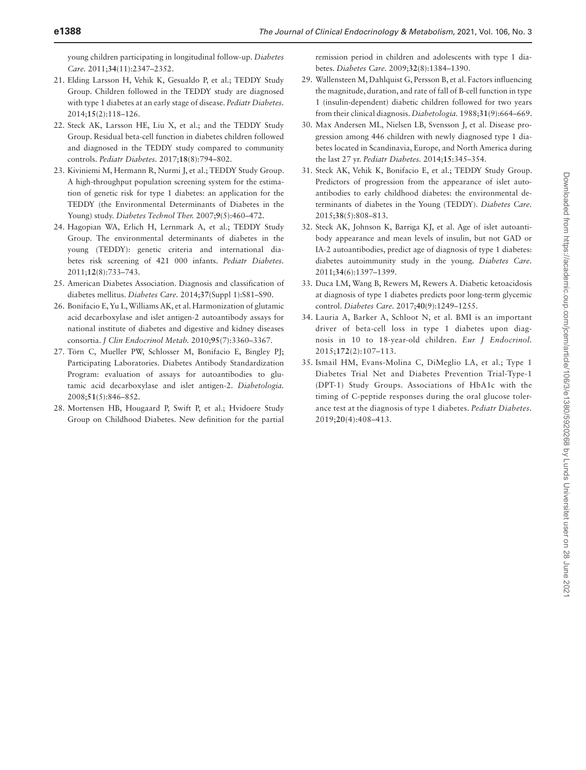young children participating in longitudinal follow-up. *Diabetes Care.* 2011;**34**(11):2347–2352.

21. Elding Larsson H, Vehik K, Gesualdo P, et al.; TEDDY Study Group. Children followed in the TEDDY study are diagnosed with type 1 diabetes at an early stage of disease. *Pediatr Diabetes.* 2014;**15**(2):118–126.
22. Steck AK, Larsson HE, Liu X, et al.; and the TEDDY Study Group. Residual beta-cell function in diabetes children followed and diagnosed in the TEDDY study compared to community controls. *Pediatr Diabetes.* 2017;**18**(8):794–802.
23. Kiviniemi M, Hermann R, Nurmi J, et al.; TEDDY Study Group. A high-throughput population screening system for the estimation of genetic risk for type 1 diabetes: an application for the TEDDY (the Environmental Determinants of Diabetes in the Young) study. *Diabetes Technol Ther.* 2007;**9**(5):460–472.
24. Hagopian WA, Erlich H, Lernmark A, et al.; TEDDY Study Group. The environmental determinants of diabetes in the young (TEDDY): genetic criteria and international diabetes risk screening of 421 000 infants. *Pediatr Diabetes.* 2011;**12**(8):733–743.
25. American Diabetes Association. Diagnosis and classification of diabetes mellitus. *Diabetes Care.* 2014;**37**(Suppl 1):S81–S90.
26. Bonifacio E, Yu L, Williams AK, et al. Harmonization of glutamic acid decarboxylase and islet antigen-2 autoantibody assays for national institute of diabetes and digestive and kidney diseases consortia. *J Clin Endocrinol Metab.* 2010;**95**(7):3360–3367.
27. Törn C, Mueller PW, Schlosser M, Bonifacio E, Bingley PJ; Participating Laboratories. Diabetes Antibody Standardization Program: evaluation of assays for autoantibodies to glutamic acid decarboxylase and islet antigen-2. *Diabetologia.* 2008;**51**(5):846–852.
28. Mortensen HB, Hougaard P, Swift P, et al.; Hvidoere Study Group on Childhood Diabetes. New definition for the partial remission period in children and adolescents with type 1 diabetes. *Diabetes Care.* 2009;**32**(8):1384–1390.
29. Wallensteen M, Dahlquist G, Persson B, et al. Factors influencing the magnitude, duration, and rate of fall of B-cell function in type 1 (insulin-dependent) diabetic children followed for two years from their clinical diagnosis. *Diabetologia.* 1988;**31**(9):664–669.
30. Max Andersen ML, Nielsen LB, Svensson J, et al. Disease progression among 446 children with newly diagnosed type 1 diabetes located in Scandinavia, Europe, and North America during the last 27 yr. *Pediatr Diabetes.* 2014;**15**:345–354.
31. Steck AK, Vehik K, Bonifacio E, et al.; TEDDY Study Group. Predictors of progression from the appearance of islet autoantibodies to early childhood diabetes: the environmental determinants of diabetes in the Young (TEDDY). *Diabetes Care.* 2015;**38**(5):808–813.
32. Steck AK, Johnson K, Barriga KJ, et al. Age of islet autoantibody appearance and mean levels of insulin, but not GAD or IA-2 autoantibodies, predict age of diagnosis of type 1 diabetes: diabetes autoimmunity study in the young. *Diabetes Care.* 2011;**34**(6):1397–1399.
33. Duca LM, Wang B, Rewers M, Rewers A. Diabetic ketoacidosis at diagnosis of type 1 diabetes predicts poor long-term glycemic control. *Diabetes Care.* 2017;**40**(9):1249–1255.
34. Lauria A, Barker A, Schloot N, et al. BMI is an important driver of beta-cell loss in type 1 diabetes upon diagnosis in 10 to 18-year-old children. *Eur J Endocrinol.* 2015;**172**(2):107–113.
35. Ismail HM, Evans-Molina C, DiMeglio LA, et al.; Type 1 Diabetes Trial Net and Diabetes Prevention Trial-Type-1 (DPT-1) Study Groups. Associations of HbA1c with the timing of C-peptide responses during the oral glucose tolerance test at the diagnosis of type 1 diabetes. *Pediatr Diabetes.* 2019;**20**(4):408–413.